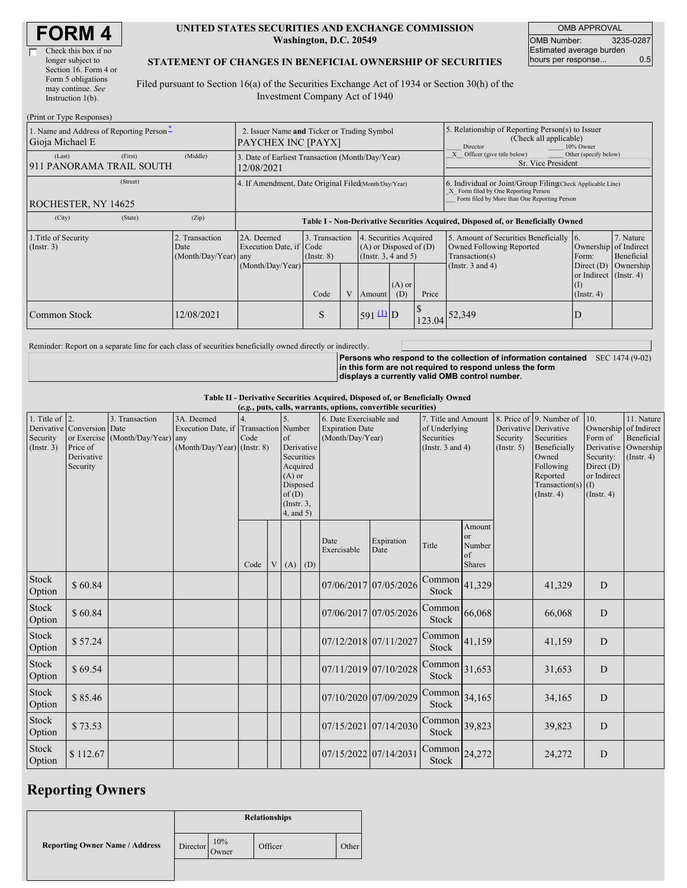# FORM 4

☐ Check this box if no longer subject to Section 16. Form 4 or Form 5 obligations may continue. *See* Instruction 1(b).

**UNITED STATES SECURITIES AND EXCHANGE COMMISSION**
**Washington, D.C. 20549**

**STATEMENT OF CHANGES IN BENEFICIAL OWNERSHIP OF SECURITIES**

Filed pursuant to Section 16(a) of the Securities Exchange Act of 1934 or Section 30(h) of the Investment Company Act of 1940

| OMB APPROVAL | |
|---|---|
| OMB Number: | 3235-0287 |
| Estimated average burden hours per response... | 0.5 |

(Print or Type Responses)

| 1. Name and Address of Reporting Person * | 2. Issuer Name and Ticker or Trading Symbol | 5. Relationship of Reporting Person(s) to Issuer (Check all applicable) |
|---|---|---|
| Gioja Michael E | PAYCHEX INC [PAYX] | ___ Director ___ 10% Owner |
| (Last) (First) (Middle) 911 PANORAMA TRAIL SOUTH | 3. Date of Earliest Transaction (Month/Day/Year) 12/08/2021 | _X_ Officer (give title below) ___ Other (specify below) Sr. Vice President |
| (Street) ROCHESTER, NY 14625 | 4. If Amendment, Date Original Filed (Month/Day/Year) | 6. Individual or Joint/Group Filing (Check Applicable Line) _X_ Form filed by One Reporting Person ___ Form filed by More than One Reporting Person |
| (City) (State) (Zip) | | |

**Table I - Non-Derivative Securities Acquired, Disposed of, or Beneficially Owned**

| 1.Title of Security (Instr. 3) | 2. Transaction Date (Month/Day/Year) | 2A. Deemed Execution Date, if any (Month/Day/Year) | 3. Transaction Code (Instr. 8) | | 4. Securities Acquired (A) or Disposed of (D) (Instr. 3, 4 and 5) | | | 5. Amount of Securities Beneficially Owned Following Reported Transaction(s) (Instr. 3 and 4) | 6. Ownership Form: Direct (D) or Indirect (I) (Instr. 4) | 7. Nature of Indirect Beneficial Ownership (Instr. 4) |
|---|---|---|---|---|---|---|---|---|---|---|
| | | | Code | V | Amount | (A) or (D) | Price | | | |
| Common Stock | 12/08/2021 | | S | | 591 [(1)] | D | $ 123.04 | 52,349 | D | |

Reminder: Report on a separate line for each class of securities beneficially owned directly or indirectly.

**Persons who respond to the collection of information contained in this form are not required to respond unless the form displays a currently valid OMB control number.** SEC 1474 (9-02)

**Table II - Derivative Securities Acquired, Disposed of, or Beneficially Owned**
***(e.g., puts, calls, warrants, options, convertible securities)***

| 1. Title of Derivative Security (Instr. 3) | 2. Conversion or Exercise Price of Derivative Security | 3. Transaction Date (Month/Day/Year) | 3A. Deemed Execution Date, if any (Month/Day/Year) | 4. Transaction Code (Instr. 8) | | 5. Number of Derivative Securities Acquired (A) or Disposed of (D) (Instr. 3, 4, and 5) | | 6. Date Exercisable and Expiration Date (Month/Day/Year) | | 7. Title and Amount of Underlying Securities (Instr. 3 and 4) | | 8. Price of Derivative Security (Instr. 5) | 9. Number of Derivative Securities Beneficially Owned Following Reported Transaction(s) (Instr. 4) | 10. Ownership Form of Derivative Security: Direct (D) or Indirect (I) (Instr. 4) | 11. Nature of Indirect Beneficial Ownership (Instr. 4) |
|---|---|---|---|---|---|---|---|---|---|---|---|---|---|---|---|
| | | | | Code | V | (A) | (D) | Date Exercisable | Expiration Date | Title | Amount or Number of Shares | | | | |
| Stock Option | $ 60.84 | | | | | | | 07/06/2017 | 07/05/2026 | Common Stock | 41,329 | | 41,329 | D | |
| Stock Option | $ 60.84 | | | | | | | 07/06/2017 | 07/05/2026 | Common Stock | 66,068 | | 66,068 | D | |
| Stock Option | $ 57.24 | | | | | | | 07/12/2018 | 07/11/2027 | Common Stock | 41,159 | | 41,159 | D | |
| Stock Option | $ 69.54 | | | | | | | 07/11/2019 | 07/10/2028 | Common Stock | 31,653 | | 31,653 | D | |
| Stock Option | $ 85.46 | | | | | | | 07/10/2020 | 07/09/2029 | Common Stock | 34,165 | | 34,165 | D | |
| Stock Option | $ 73.53 | | | | | | | 07/15/2021 | 07/14/2030 | Common Stock | 39,823 | | 39,823 | D | |
| Stock Option | $ 112.67 | | | | | | | 07/15/2022 | 07/14/2031 | Common Stock | 24,272 | | 24,272 | D | |

## Reporting Owners

| Reporting Owner Name / Address | Relationships | | | |
|---|---|---|---|---|
| | Director | 10% Owner | Officer | Other |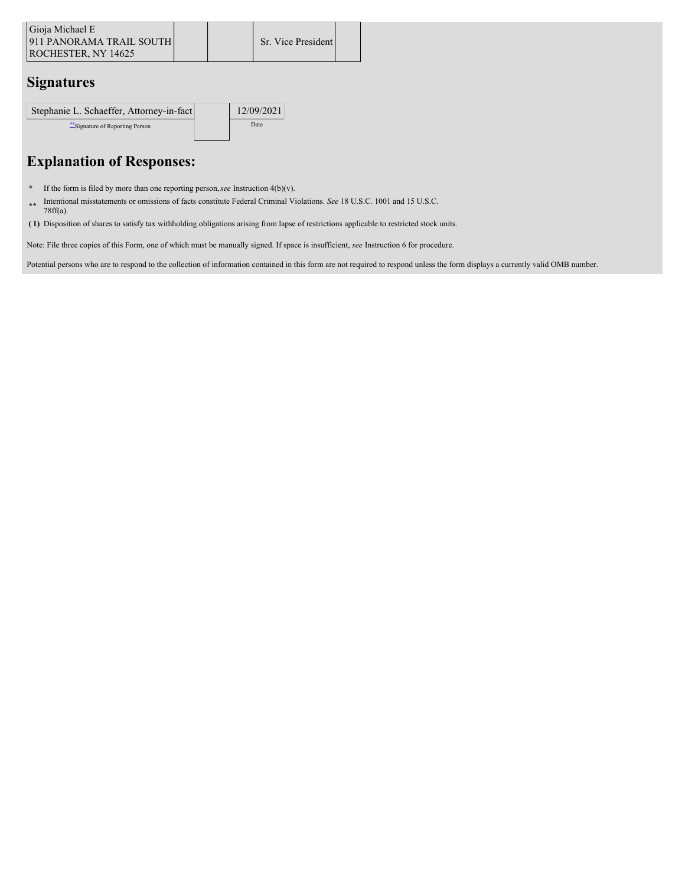| | | | | |
|---|---|---|---|---|
| Gioja Michael E<br>911 PANORAMA TRAIL SOUTH<br>ROCHESTER, NY 14625 | | | Sr. Vice President | |

## Signatures

| | | |
|---|---|---|
| Stephanie L. Schaeffer, Attorney-in-fact | | 12/09/2021 |
| **Signature of Reporting Person | | Date |

## Explanation of Responses:

\* If the form is filed by more than one reporting person, *see* Instruction 4(b)(v).

** Intentional misstatements or omissions of facts constitute Federal Criminal Violations. *See* 18 U.S.C. 1001 and 15 U.S.C. 78ff(a).

**( 1)** Disposition of shares to satisfy tax withholding obligations arising from lapse of restrictions applicable to restricted stock units.

Note: File three copies of this Form, one of which must be manually signed. If space is insufficient, *see* Instruction 6 for procedure.

Potential persons who are to respond to the collection of information contained in this form are not required to respond unless the form displays a currently valid OMB number.